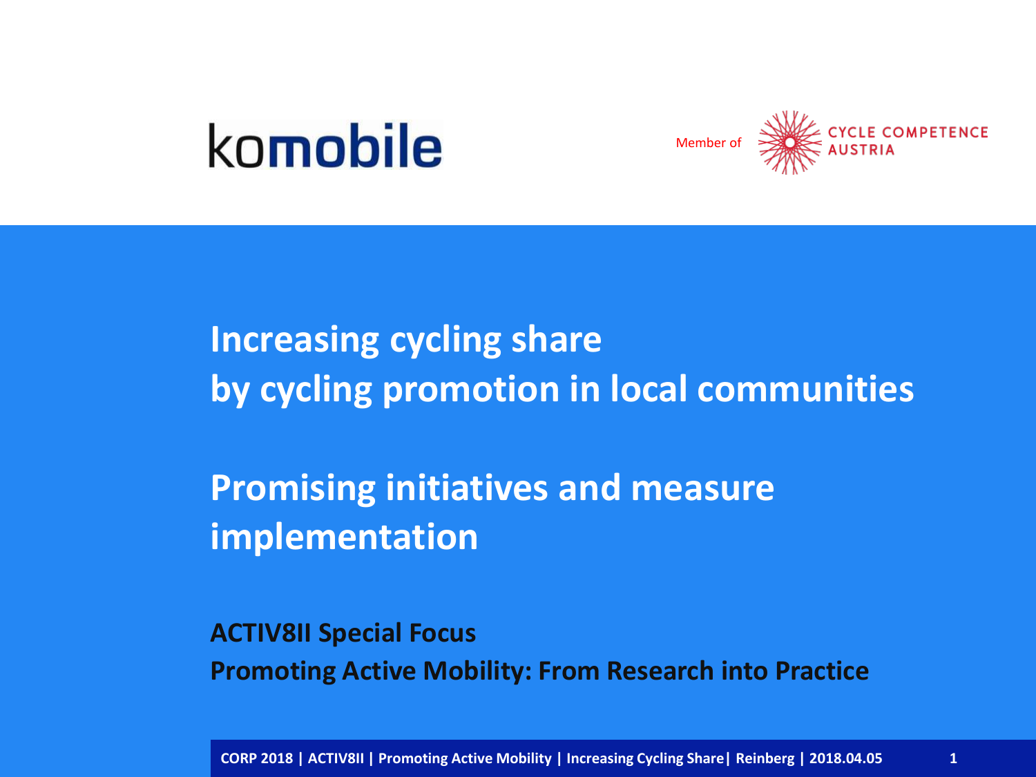komobile

Member of CYCLE COMPETENCE AUSTRIA

# Increasing cycling share by cycling promotion in local communities

# Promising initiatives and measure implementation

**ACTIV8II Special Focus**
**Promoting Active Mobility: From Research into Practice**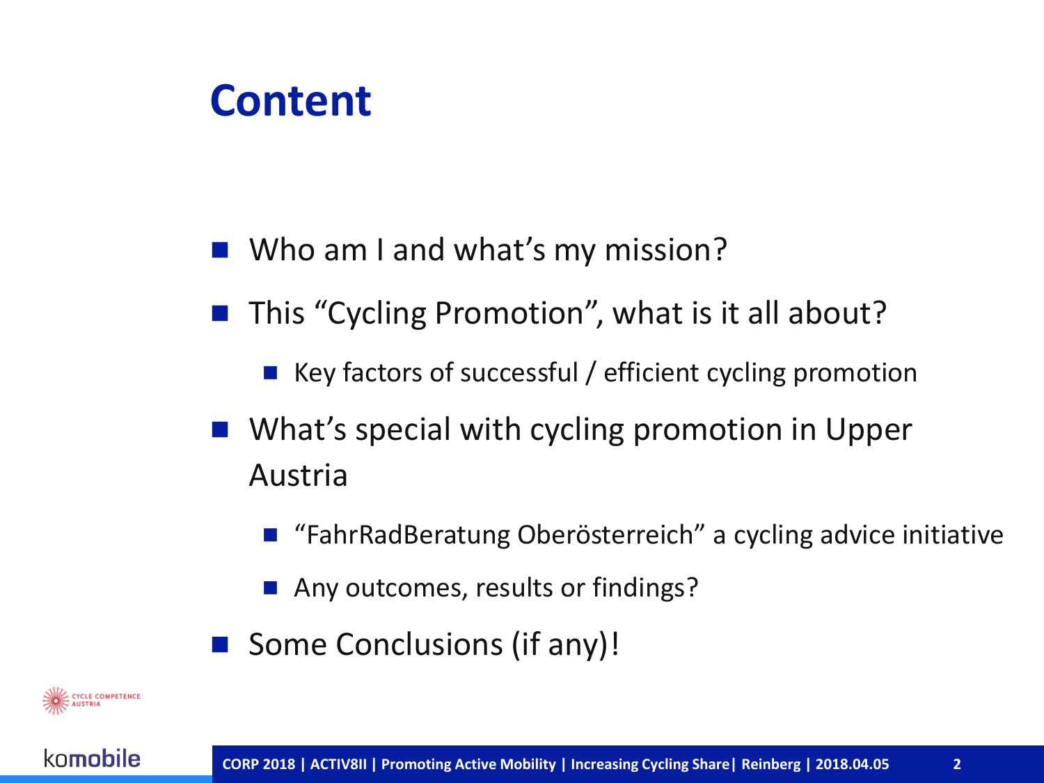# Content

- Who am I and what's my mission?
- This "Cycling Promotion", what is it all about?
  - Key factors of successful / efficient cycling promotion
- What's special with cycling promotion in Upper Austria
  - "FahrRadBeratung Oberösterreich" a cycling advice initiative
  - Any outcomes, results or findings?
- Some Conclusions (if any)!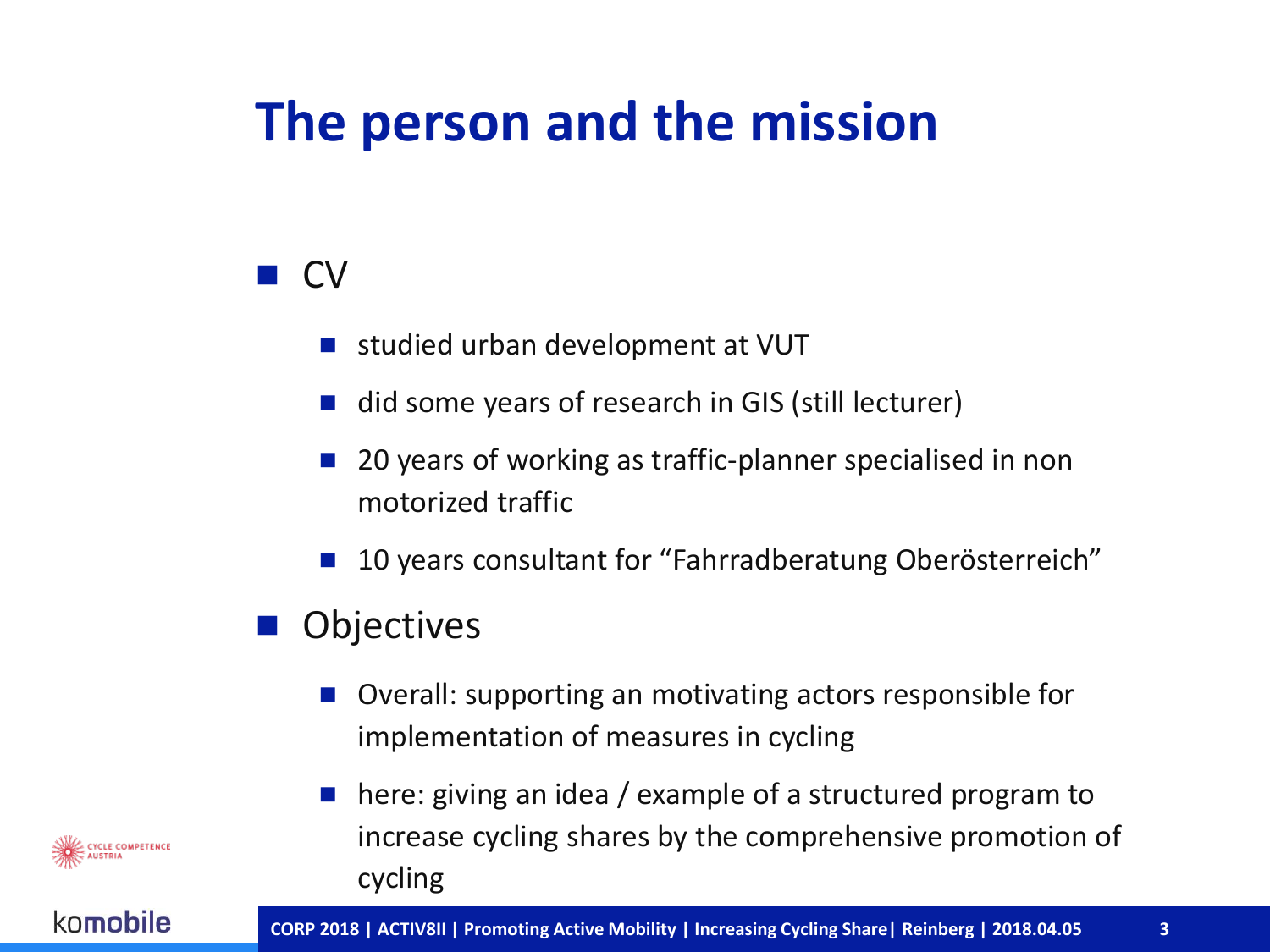# The person and the mission

- CV
  - studied urban development at VUT
  - did some years of research in GIS (still lecturer)
  - 20 years of working as traffic-planner specialised in non motorized traffic
  - 10 years consultant for "Fahrradberatung Oberösterreich"
- Objectives
  - Overall: supporting an motivating actors responsible for implementation of measures in cycling
  - here: giving an idea / example of a structured program to increase cycling shares by the comprehensive promotion of cycling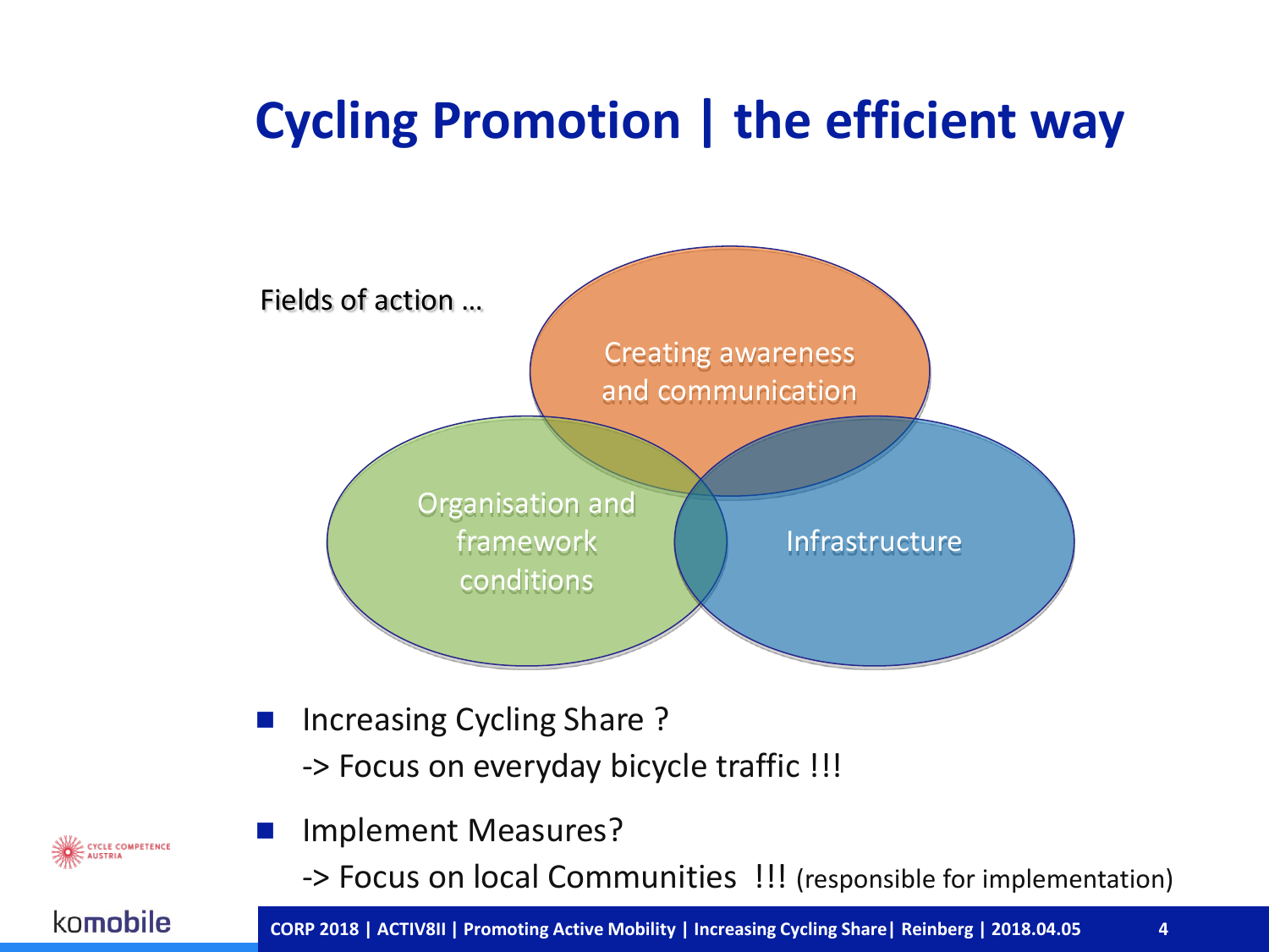# Cycling Promotion | the efficient way

Fields of action …

Creating awareness and communication

Organisation and framework conditions

Infrastructure

- Increasing Cycling Share ?
  -> Focus on everyday bicycle traffic !!!
- Implement Measures?
  -> Focus on local Communities !!! (responsible for implementation)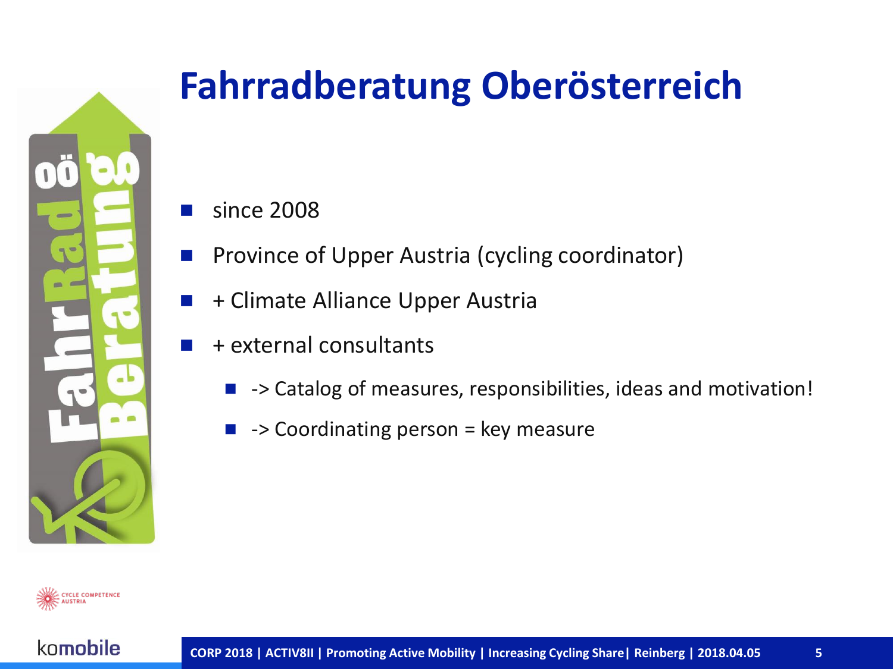# Fahrradberatung Oberösterreich

- since 2008
- Province of Upper Austria (cycling coordinator)
- + Climate Alliance Upper Austria
- + external consultants
  - -> Catalog of measures, responsibilities, ideas and motivation!
  - -> Coordinating person = key measure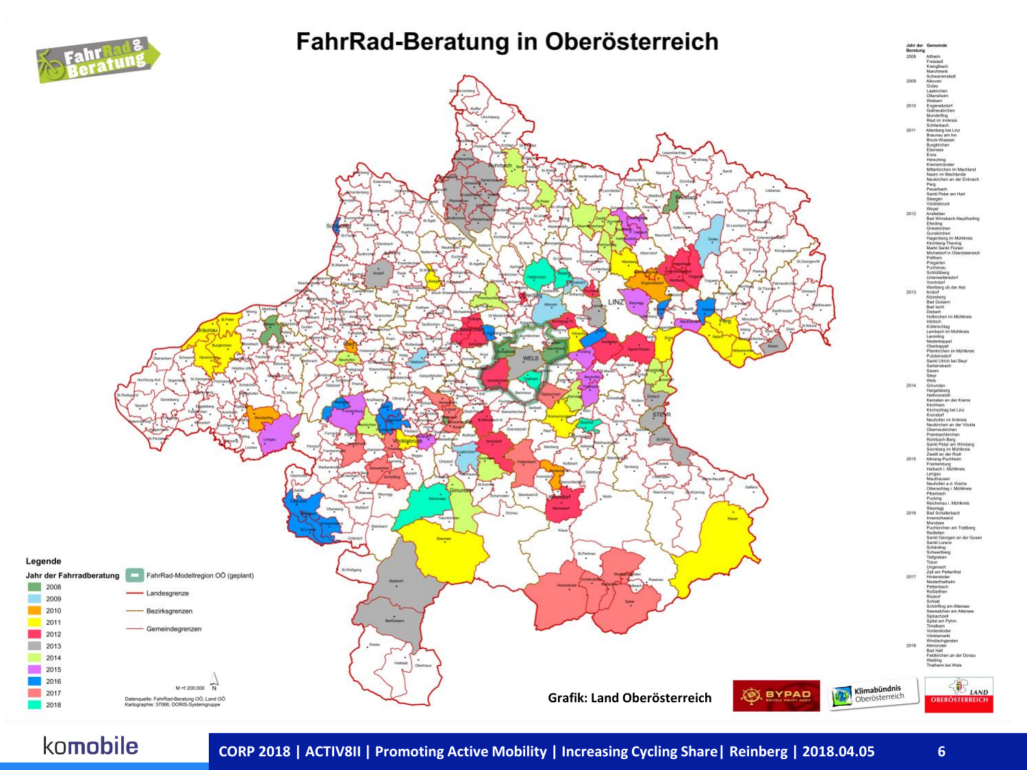# FahrRad-Beratung in Oberösterreich

**Legende**

**Jahr der Fahrradberatung**

- 2008
- 2009
- 2010
- 2011
- 2012
- 2013
- 2014
- 2015
- 2016
- 2017
- 2018

- FahrRad-Modellregion OÖ (geplant)
- Landesgrenze
- Bezirksgrenzen
- Gemeindegrenzen

M =1:200.000

Datenquelle: FahrRad-Beratung OÖ, Land OÖ
Kartographie: 37066, DORIS-Systemgruppe

| Jahr der Beratung | Gemeinde |
|---|---|
| 2008 | Altheim, Freistadt, Kronglbach, Marchtrenk, Schwanenstadt |
| 2009 | Alkoven, Gutau, Laakirchen, Ottensheim, Weibern |
| 2010 | Engerwitzdorf, Gallneukirchen, Munderfing, Ried im Innkreis, Schlierbach |
| 2011 | Altenberg bei Linz, Braunau am Inn, Bruck-Waasen, Burgkirchen, Ebensee, Enns, Hörsching, Kremsmünster, Mitterkirchen im Machland, Naarn im Machlande, Neukirchen an der Enknach, Perg, Peuerbach, Sankt Peter am Hart, Steegen, Vöcklabruck, Weyer |
| 2012 | Ansfelden, Bad Wimsbach-Neydharting, Eferding, Grieskirchen, Gunskirchen, Hagenberg im Mühlkreis, Kirchberg-Thening, Markt Sankt Florian, Micheldorf in Oberösterreich, Pollham, Pregarten, Puchenau, Schlüßlberg, Unterweitersdorf, Vorchdorf, Wartberg ob der Aist |
| 2013 | Andorf, Atzesberg, Bad Goisern, Bad Ischl, Dietach, Hofkirchen im Mühlkreis, Hörbich, Kollerschlag, Lambach im Mühlkreis, Leonding, Niederkappel, Oberkappel, Pfarrkirchen im Mühlkreis, Putzleinsdorf, Sankt Ulrich bei Steyr, Sarleinsbach, Saxen, Steyr, Wels |
| 2014 | Gmunden, Hargelsberg, Hellmonsödt, Kematen an der Krems, Kirchham, Kirchschlag bei Linz, Kronstorf, Neuhofen im Innkreis, Neukirchen an der Vöckla, Obermeukirchen, Prambachkirchen, Rohrbach-Berg, Sankt Peter am Wimberg, Sonnberg im Mühlkreis, Zwettl an der Rodl |
| 2015 | Attnang-Puchheim, Frankenburg, Haibach i. Mühlkreis, Lengau, Mauthausen, Neuhofen a.d. Krems, Ottenschlag i. Mühlkreis, Piberbach, Pucking, Reichenau i. Mühlkreis, Steyregg |
| 2016 | Bad Schallerbach, Innerschwand, Mondsee, Puchkirchen am Trattberg, Redleiten, Sankt Georgen an der Gusen, Sankt Lorenz, Schärding, Schwertberg, Tiefgraben, Traun, Ungenach, Zell am Pettenfirst |
| 2017 | Hinterstoder, Niederthalheim, Pettenbach, Roßleithen, Rüstorf, Schlatt, Schörfling am Attersee, Seewalchen am Attersee, Sipbachzell, Spital am Pyhrn, Timelkam, Vorderstoder, Vöcklamarkt, Windischgarsten |
| 2018 | Altmünster, Bad Hall, Feldkirchen an der Donau, Walding, Thalheim bei Wels |

**Grafik: Land Oberösterreich**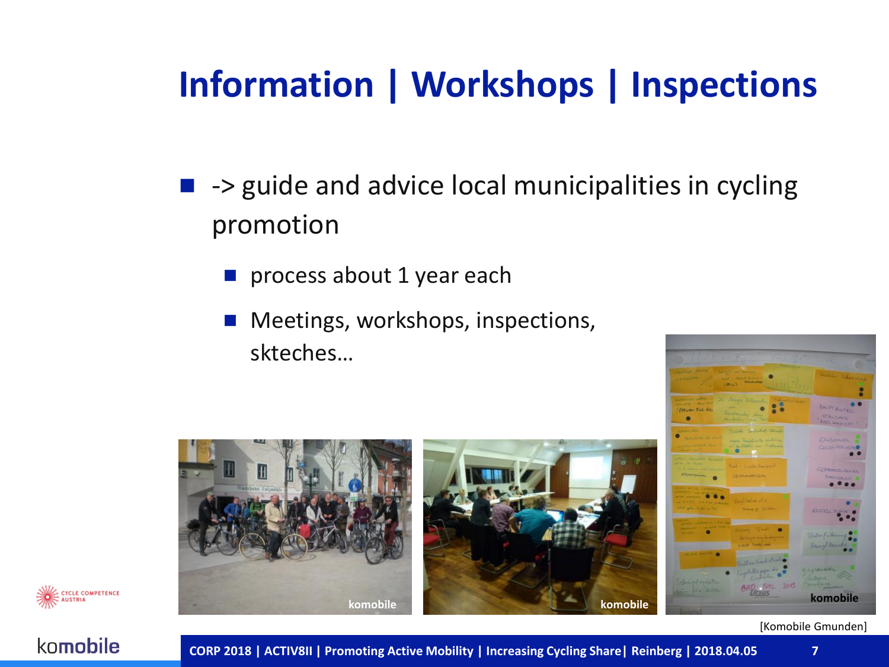# Information | Workshops | Inspections

- -> guide and advice local municipalities in cycling promotion
  - process about 1 year each
  - Meetings, workshops, inspections, skteches…

[Komobile Gmunden]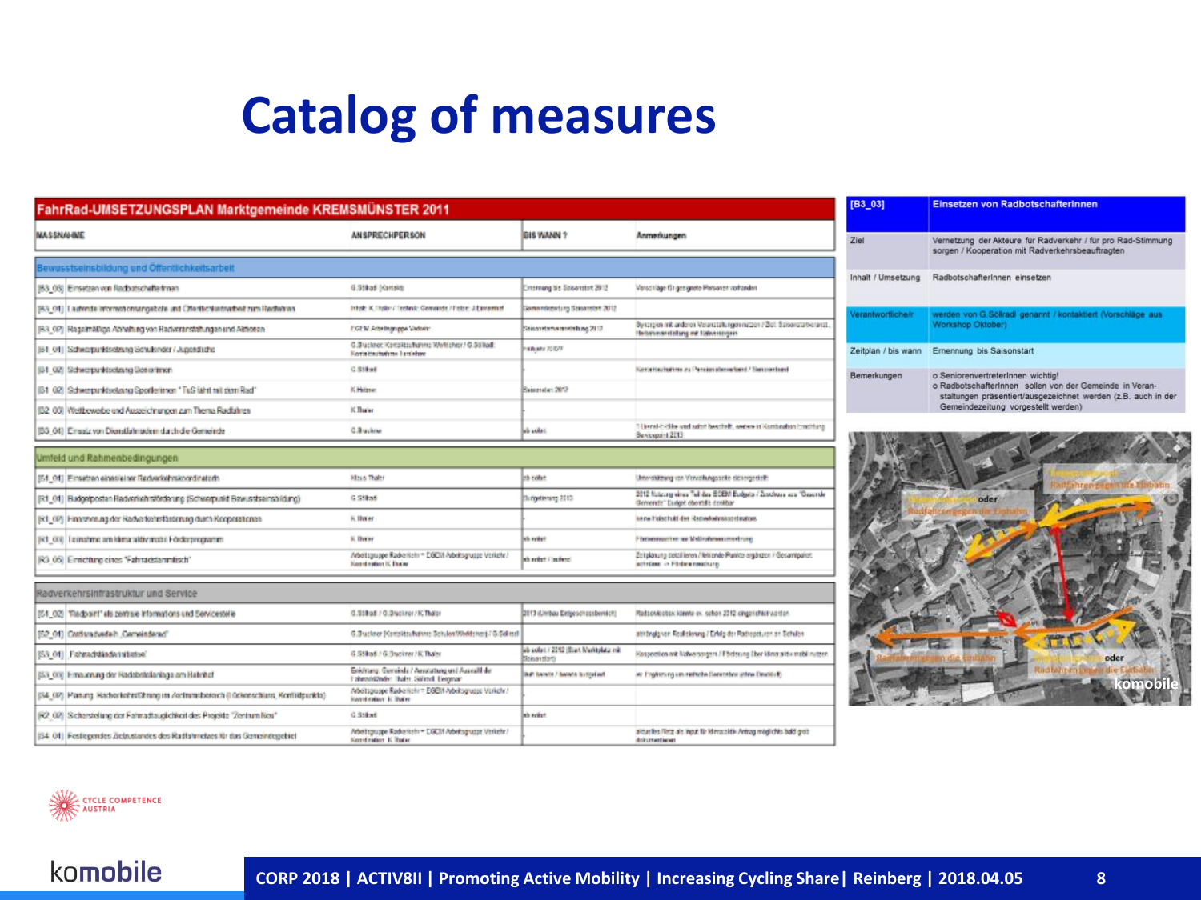# Catalog of measures

**FahrRad-UMSETZUNGSPLAN Marktgemeinde KREMSMÜNSTER 2011**

| MASSNAHME | ANSPRECHPERSON | BIS WANN? | Anmerkungen |
|---|---|---|---|
| **Bewusstseinsbildung und Öffentlichkeitsarbeit** | | | |
| [B3_03] Einsetzen von RadbotschafterInnen | G.Söllradl (Kontakt) | Ernennung bis Saisonstart 2012 | Vorschläge für geeignete Personen vorhanden |
| [B3_01] Laufende Informationsangebote und Öffentlichkeitsarbeit zum Radfahren | | Gemeindezeitung Saisonstart 2012 | |
| [B3_02] Regelmäßige Abhaltung von Radveranstaltungen und Aktionen | | | |
| [B1_01] Schwerpunktsetzung SchülerInnen / Jugendliche | | | |
| [B1_02] Schwerpunktsetzung SeniorInnen | G.Söllradl | | |
| [B1_03] Schwerpunktsetzung SportlerInnen "TuS fährt mit dem Rad" | K.Hintner | Saisonstart 2012 | |
| [B2_03] Wettbewerbe und Auszeichnungen zum Thema Radfahren | K.Thaler | | |
| [B3_04] Einsatz von Dienstfahrrädern durch die Gemeinde | G.Bruckner | ab sofort | |
| **Umfeld und Rahmenbedingungen** | | | |
| [F1_01] Einsetzen einer/eines Radverkehrskoordinators | Klaus Thaler | ab sofort | |
| [R1_01] Budgetposten Radverkehrsförderung (Schwerpunkt Bewusstseinsbildung) | G.Söllradl | Budgetierung 2013 | |
| [R1_02] Finanzierung der Radverkehrsförderung durch Kooperationen | K.Thaler | | |
| [R1_03] Teilnahme am klima:aktiv mobil Förderprogramm | K.Thaler | ab sofort | |
| [R3_05] Einrichtung eines "Fahrradstammtisch" | | ab sofort / laufend | |
| **Radverkehrsinfrastruktur und Service** | | | |
| [S1_02] "Radpoint" als zentrale Informations und Servicestelle | G.Söllradl / G.Bruckner / K.Thaler | 2013 | |
| [S2_01] Cityradverleih „Gemeinderad" | | | |
| [S3_01] Fahrradabstellanlagen | G.Söllradl / G.Bruckner / K.Thaler | ab sofort / 2012 | |
| [S3_03] Erneuerung der Radabstellanlage am Hallenbad | | | |
| [S4_07] Planung Radverkehrsführung im Zentrumsbereich | | | |
| [R2_02] Sicherstellung der Fahrradtauglichkeit des Projekts "Zentrum Neu" | G.Söllradl | ab sofort | |
| [S4_01] Festlegen des Zielzustandes des Radfahrnetzes für das Gemeindegebiet | | | |

| [B3_03] | Einsetzen von RadbotschafterInnen |
|---|---|
| Ziel | Vernetzung der Akteure für Radverkehr / für pro Rad-Stimmung sorgen / Kooperation mit Radverkehrsbeauftragten |
| Inhalt / Umsetzung | RadbotschafterInnen einsetzen |
| Verantwortliche/r | werden von G.Söllradl genannt / kontaktiert (Vorschläge aus Workshop Oktober) |
| Zeitplan / bis wann | Ernennung bis Saisonstart |
| Bemerkungen | o SeniorenvertreterInnen wichtig!<br>o RadbotschafterInnen sollen von der Gemeinde in Veranstaltungen präsentiert/ausgezeichnet werden (z.B. auch in der Gemeindezeitung vorgestellt werden) |

CYCLE COMPETENCE AUSTRIA

komobile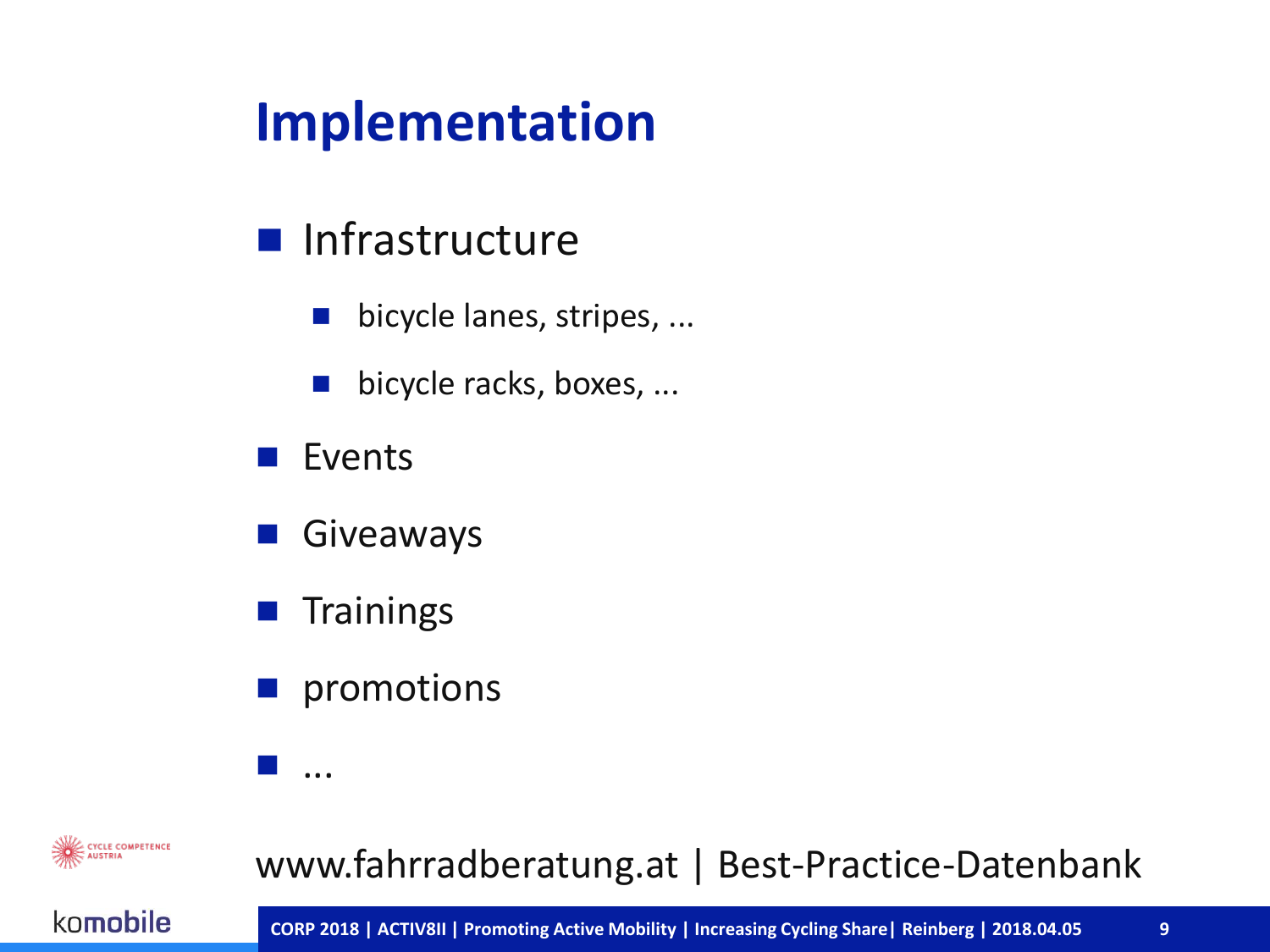# Implementation

- Infrastructure
  - bicycle lanes, stripes, ...
  - bicycle racks, boxes, ...
- Events
- Giveaways
- Trainings
- promotions
- ...

www.fahrradberatung.at | Best-Practice-Datenbank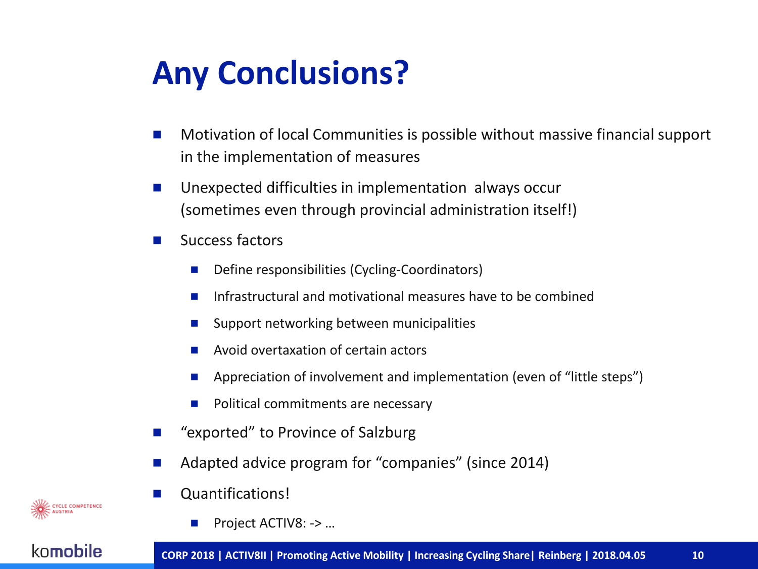# Any Conclusions?

- Motivation of local Communities is possible without massive financial support in the implementation of measures
- Unexpected difficulties in implementation always occur (sometimes even through provincial administration itself!)
- Success factors
  - Define responsibilities (Cycling-Coordinators)
  - Infrastructural and motivational measures have to be combined
  - Support networking between municipalities
  - Avoid overtaxation of certain actors
  - Appreciation of involvement and implementation (even of "little steps")
  - Political commitments are necessary
- "exported" to Province of Salzburg
- Adapted advice program for "companies" (since 2014)
- Quantifications!
  - Project ACTIV8: -> …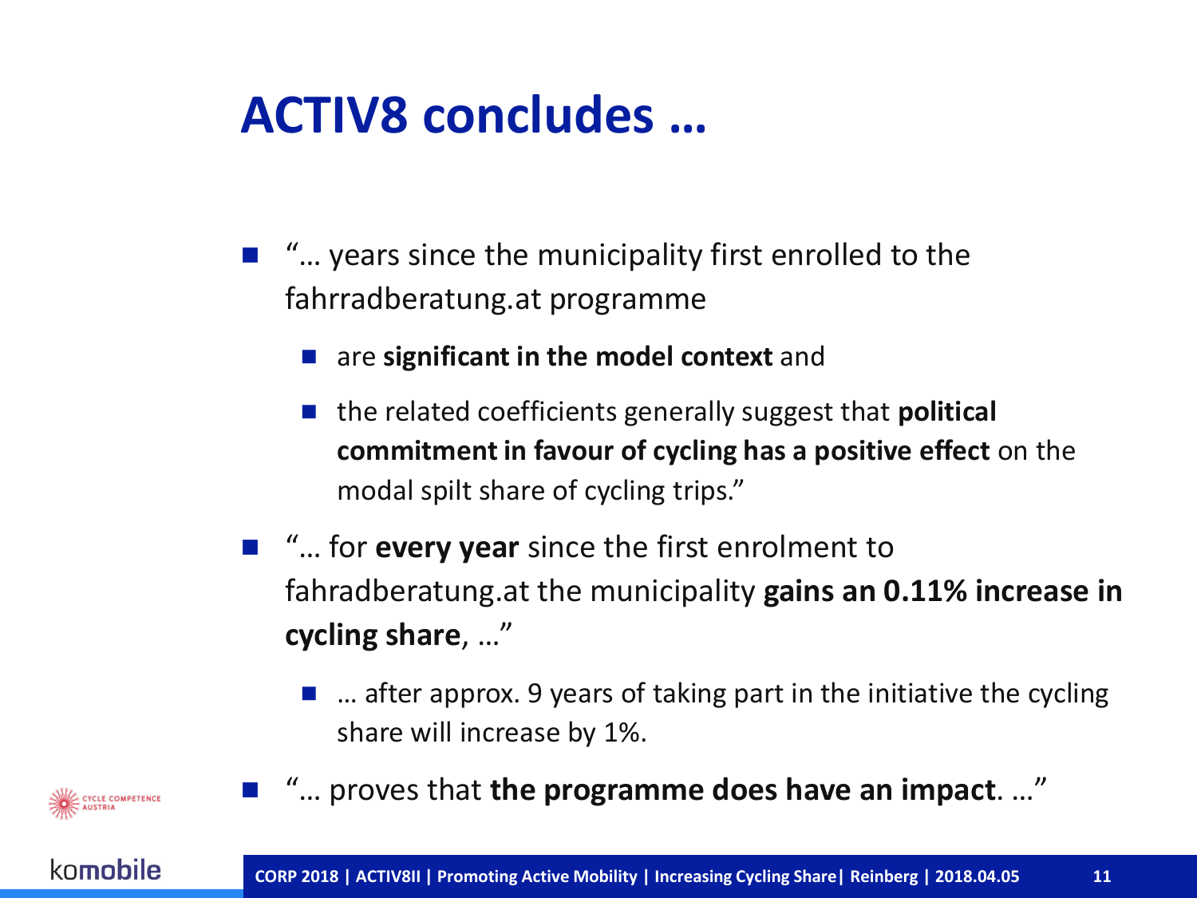# ACTIV8 concludes …

- "… years since the municipality first enrolled to the fahrradberatung.at programme
  - are **significant in the model context** and
  - the related coefficients generally suggest that **political commitment in favour of cycling has a positive effect** on the modal spilt share of cycling trips."
- "… for **every year** since the first enrolment to fahradberatung.at the municipality **gains an 0.11% increase in cycling share**, …"
  - … after approx. 9 years of taking part in the initiative the cycling share will increase by 1%.
- "… proves that **the programme does have an impact**. …"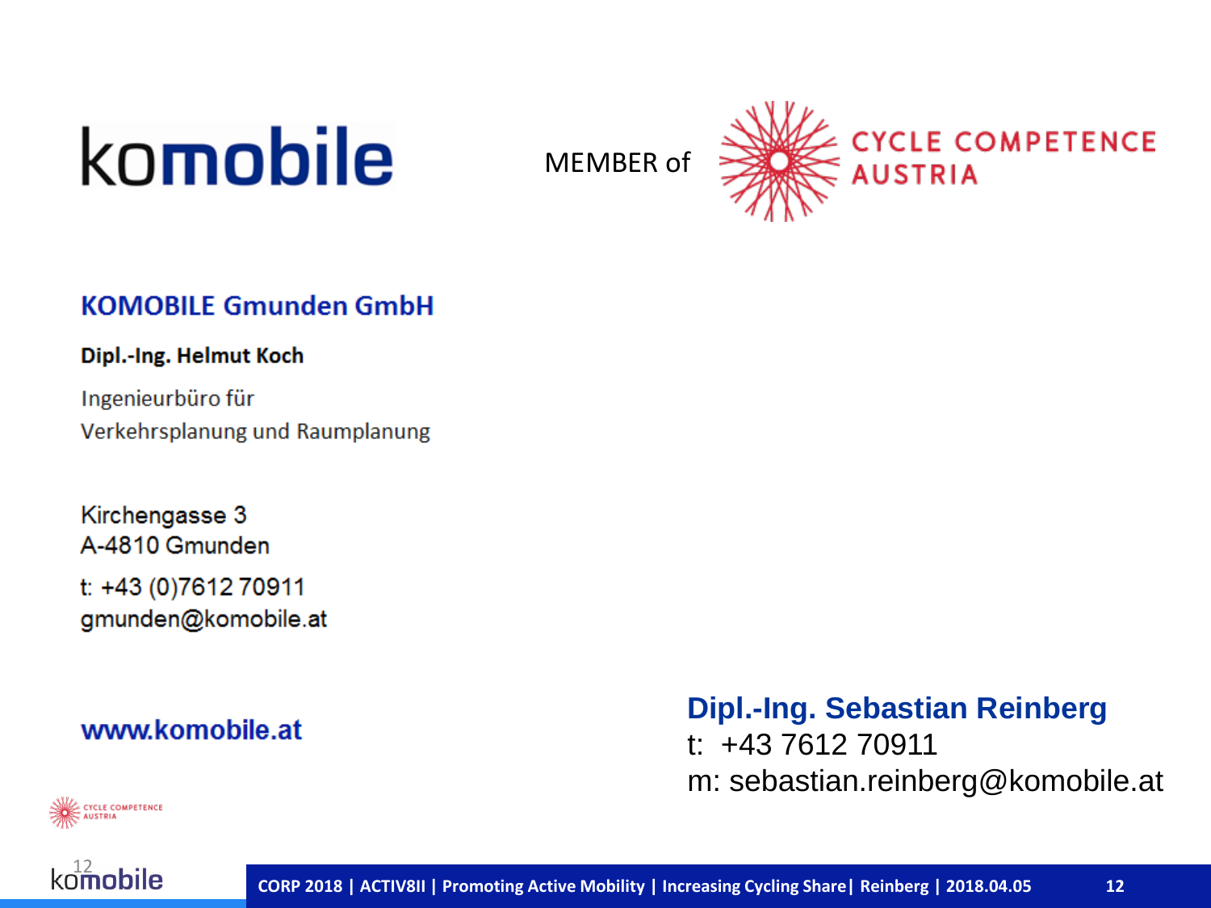komobile

MEMBER of CYCLE COMPETENCE AUSTRIA

**KOMOBILE Gmunden GmbH**

**Dipl.-Ing. Helmut Koch**

Ingenieurbüro für
Verkehrsplanung und Raumplanung

Kirchengasse 3
A-4810 Gmunden

t: +43 (0)7612 70911
gmunden@komobile.at

**www.komobile.at**

**Dipl.-Ing. Sebastian Reinberg**
t: +43 7612 70911
m: sebastian.reinberg@komobile.at